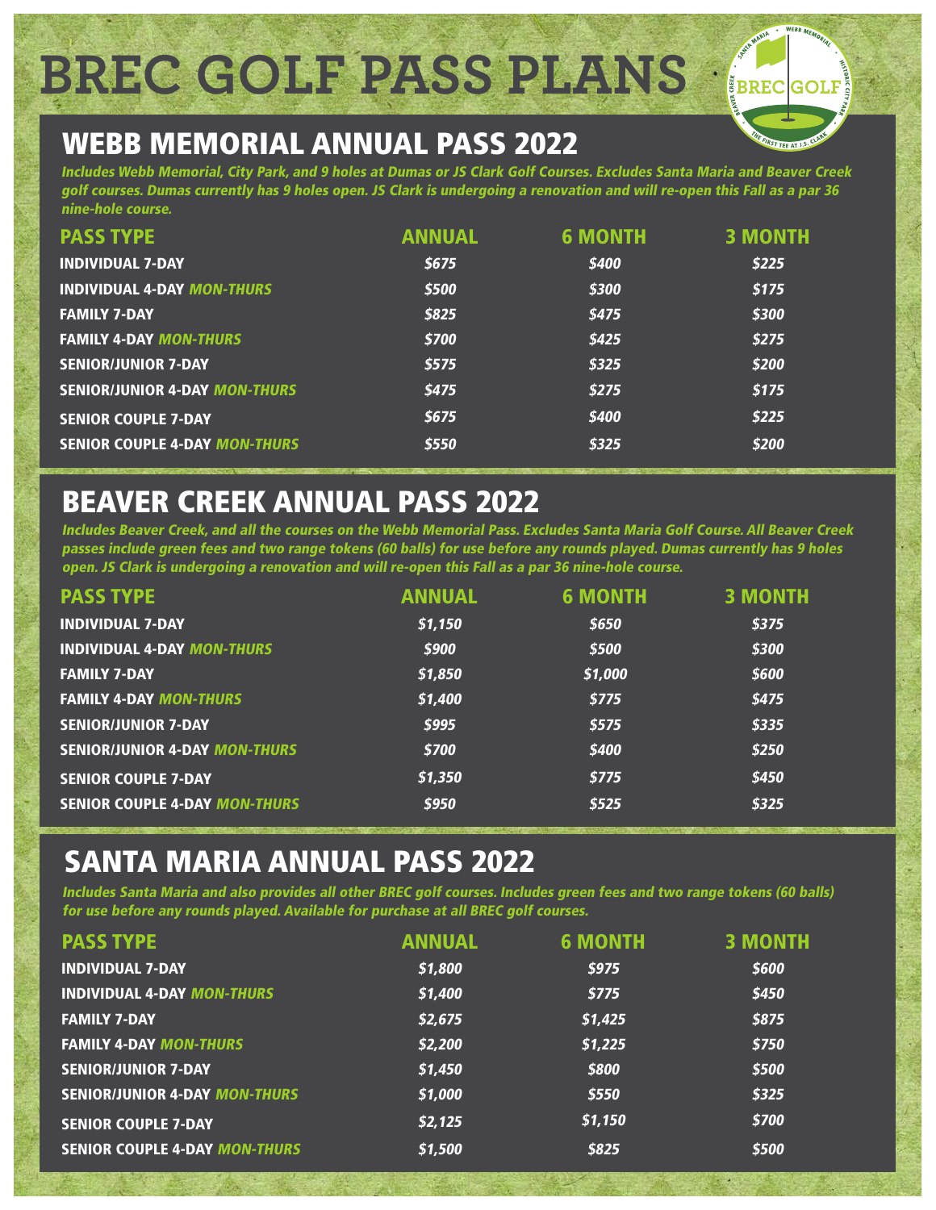# BREC GOLF PASS PLANS

## WEBB MEMORIAL ANNUAL PASS 2022

*Includes Webb Memorial, City Park, and 9 holes at Dumas or JS Clark Golf Courses. Excludes Santa Maria and Beaver Creek golf courses. Dumas currently has 9 holes open. JS Clark is undergoing a renovation and will re-open this Fall as a par 36 nine-hole course.*

| PASS TYPE | ANNUAL | 6 MONTH | 3 MONTH |
|---|---|---|---|
| INDIVIDUAL 7-DAY | $675 | $400 | $225 |
| INDIVIDUAL 4-DAY *MON-THURS* | $500 | $300 | $175 |
| FAMILY 7-DAY | $825 | $475 | $300 |
| FAMILY 4-DAY *MON-THURS* | $700 | $425 | $275 |
| SENIOR/JUNIOR 7-DAY | $575 | $325 | $200 |
| SENIOR/JUNIOR 4-DAY *MON-THURS* | $475 | $275 | $175 |
| SENIOR COUPLE 7-DAY | $675 | $400 | $225 |
| SENIOR COUPLE 4-DAY *MON-THURS* | $550 | $325 | $200 |

## BEAVER CREEK ANNUAL PASS 2022

*Includes Beaver Creek, and all the courses on the Webb Memorial Pass. Excludes Santa Maria Golf Course. All Beaver Creek passes include green fees and two range tokens (60 balls) for use before any rounds played. Dumas currently has 9 holes open. JS Clark is undergoing a renovation and will re-open this Fall as a par 36 nine-hole course.*

| PASS TYPE | ANNUAL | 6 MONTH | 3 MONTH |
|---|---|---|---|
| INDIVIDUAL 7-DAY | $1,150 | $650 | $375 |
| INDIVIDUAL 4-DAY *MON-THURS* | $900 | $500 | $300 |
| FAMILY 7-DAY | $1,850 | $1,000 | $600 |
| FAMILY 4-DAY *MON-THURS* | $1,400 | $775 | $475 |
| SENIOR/JUNIOR 7-DAY | $995 | $575 | $335 |
| SENIOR/JUNIOR 4-DAY *MON-THURS* | $700 | $400 | $250 |
| SENIOR COUPLE 7-DAY | $1,350 | $775 | $450 |
| SENIOR COUPLE 4-DAY *MON-THURS* | $950 | $525 | $325 |

## SANTA MARIA ANNUAL PASS 2022

*Includes Santa Maria and also provides all other BREC golf courses. Includes green fees and two range tokens (60 balls) for use before any rounds played. Available for purchase at all BREC golf courses.*

| PASS TYPE | ANNUAL | 6 MONTH | 3 MONTH |
|---|---|---|---|
| INDIVIDUAL 7-DAY | $1,800 | $975 | $600 |
| INDIVIDUAL 4-DAY *MON-THURS* | $1,400 | $775 | $450 |
| FAMILY 7-DAY | $2,675 | $1,425 | $875 |
| FAMILY 4-DAY *MON-THURS* | $2,200 | $1,225 | $750 |
| SENIOR/JUNIOR 7-DAY | $1,450 | $800 | $500 |
| SENIOR/JUNIOR 4-DAY *MON-THURS* | $1,000 | $550 | $325 |
| SENIOR COUPLE 7-DAY | $2,125 | $1,150 | $700 |
| SENIOR COUPLE 4-DAY *MON-THURS* | $1,500 | $825 | $500 |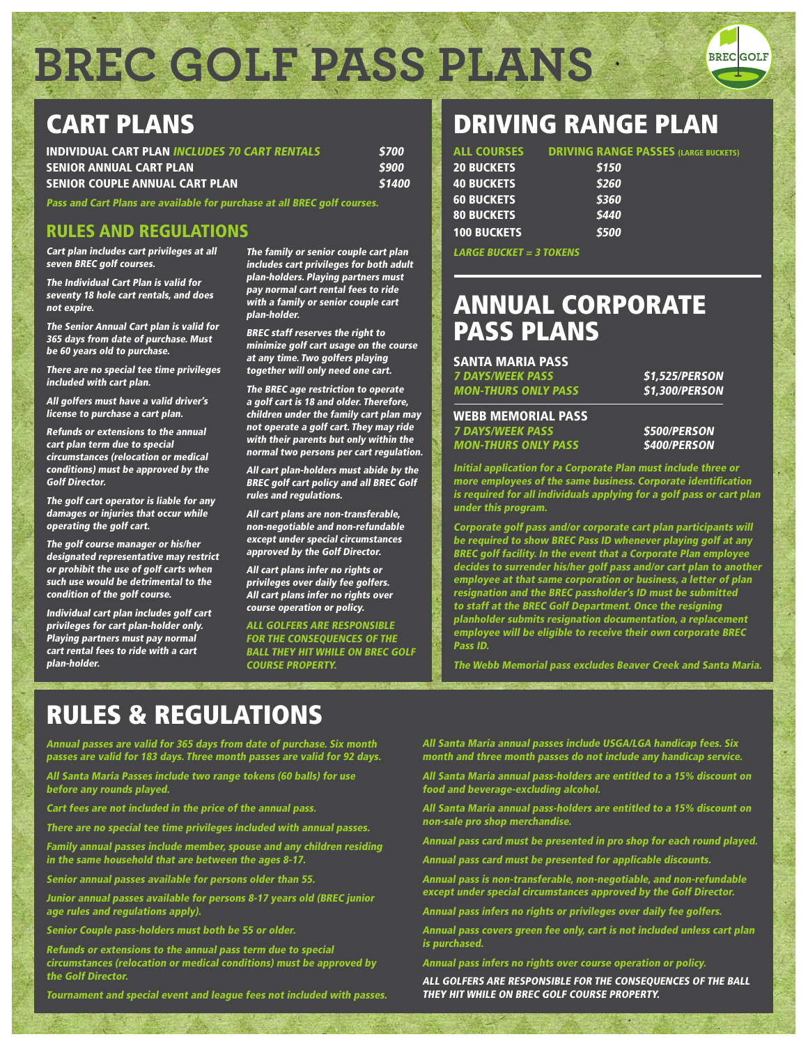# BREC GOLF PASS PLANS

## CART PLANS

| | |
|---|---|
| **INDIVIDUAL CART PLAN** *INCLUDES 70 CART RENTALS* | *$700* |
| **SENIOR ANNUAL CART PLAN** | *$900* |
| **SENIOR COUPLE ANNUAL CART PLAN** | *$1400* |

*Pass and Cart Plans are available for purchase at all BREC golf courses.*

### RULES AND REGULATIONS

*Cart plan includes cart privileges at all seven BREC golf courses.*

*The Individual Cart Plan is valid for seventy 18 hole cart rentals, and does not expire.*

*The Senior Annual Cart plan is valid for 365 days from date of purchase. Must be 60 years old to purchase.*

*There are no special tee time privileges included with cart plan.*

*All golfers must have a valid driver's license to purchase a cart plan.*

*Refunds or extensions to the annual cart plan term due to special circumstances (relocation or medical conditions) must be approved by the Golf Director.*

*The golf cart operator is liable for any damages or injuries that occur while operating the golf cart.*

*The golf course manager or his/her designated representative may restrict or prohibit the use of golf carts when such use would be detrimental to the condition of the golf course.*

*Individual cart plan includes golf cart privileges for cart plan-holder only. Playing partners must pay normal cart rental fees to ride with a cart plan-holder.*

*The family or senior couple cart plan includes cart privileges for both adult plan-holders. Playing partners must pay normal cart rental fees to ride with a family or senior couple cart plan-holder.*

*BREC staff reserves the right to minimize golf cart usage on the course at any time. Two golfers playing together will only need one cart.*

*The BREC age restriction to operate a golf cart is 18 and older. Therefore, children under the family cart plan may not operate a golf cart. They may ride with their parents but only within the normal two persons per cart regulation.*

*All cart plan-holders must abide by the BREC golf cart policy and all BREC Golf rules and regulations.*

*All cart plans are non-transferable, non-negotiable and non-refundable except under special circumstances approved by the Golf Director.*

*All cart plans infer no rights or privileges over daily fee golfers. All cart plans infer no rights over course operation or policy.*

*ALL GOLFERS ARE RESPONSIBLE FOR THE CONSEQUENCES OF THE BALL THEY HIT WHILE ON BREC GOLF COURSE PROPERTY.*

## DRIVING RANGE PLAN

| ALL COURSES | DRIVING RANGE PASSES (LARGE BUCKETS) |
|---|---|
| 20 BUCKETS | *$150* |
| 40 BUCKETS | *$260* |
| 60 BUCKETS | *$360* |
| 80 BUCKETS | *$440* |
| 100 BUCKETS | *$500* |

*LARGE BUCKET = 3 TOKENS*

## ANNUAL CORPORATE PASS PLANS

**SANTA MARIA PASS**

| | |
|---|---|
| *7 DAYS/WEEK PASS* | *$1,525/PERSON* |
| *MON-THURS ONLY PASS* | *$1,300/PERSON* |

**WEBB MEMORIAL PASS**

| | |
|---|---|
| *7 DAYS/WEEK PASS* | *$500/PERSON* |
| *MON-THURS ONLY PASS* | *$400/PERSON* |

*Initial application for a Corporate Plan must include three or more employees of the same business. Corporate identification is required for all individuals applying for a golf pass or cart plan under this program.*

*Corporate golf pass and/or corporate cart plan participants will be required to show BREC Pass ID whenever playing golf at any BREC golf facility. In the event that a Corporate Plan employee decides to surrender his/her golf pass and/or cart plan to another employee at that same corporation or business, a letter of plan resignation and the BREC passholder's ID must be submitted to staff at the BREC Golf Department. Once the resigning planholder submits resignation documentation, a replacement employee will be eligible to receive their own corporate BREC Pass ID.*

*The Webb Memorial pass excludes Beaver Creek and Santa Maria.*

## RULES & REGULATIONS

*Annual passes are valid for 365 days from date of purchase. Six month passes are valid for 183 days. Three month passes are valid for 92 days.*

*All Santa Maria Passes include two range tokens (60 balls) for use before any rounds played.*

*Cart fees are not included in the price of the annual pass.*

*There are no special tee time privileges included with annual passes.*

*Family annual passes include member, spouse and any children residing in the same household that are between the ages 8-17.*

*Senior annual passes available for persons older than 55.*

*Junior annual passes available for persons 8-17 years old (BREC junior age rules and regulations apply).*

*Senior Couple pass-holders must both be 55 or older.*

*Refunds or extensions to the annual pass term due to special circumstances (relocation or medical conditions) must be approved by the Golf Director.*

*Tournament and special event and league fees not included with passes.*

*All Santa Maria annual passes include USGA/LGA handicap fees. Six month and three month passes do not include any handicap service.*

*All Santa Maria annual pass-holders are entitled to a 15% discount on food and beverage-excluding alcohol.*

*All Santa Maria annual pass-holders are entitled to a 15% discount on non-sale pro shop merchandise.*

*Annual pass card must be presented in pro shop for each round played.*

*Annual pass card must be presented for applicable discounts.*

*Annual pass is non-transferable, non-negotiable, and non-refundable except under special circumstances approved by the Golf Director.*

*Annual pass infers no rights or privileges over daily fee golfers.*

*Annual pass covers green fee only, cart is not included unless cart plan is purchased.*

*Annual pass infers no rights over course operation or policy.*

*ALL GOLFERS ARE RESPONSIBLE FOR THE CONSEQUENCES OF THE BALL THEY HIT WHILE ON BREC GOLF COURSE PROPERTY.*